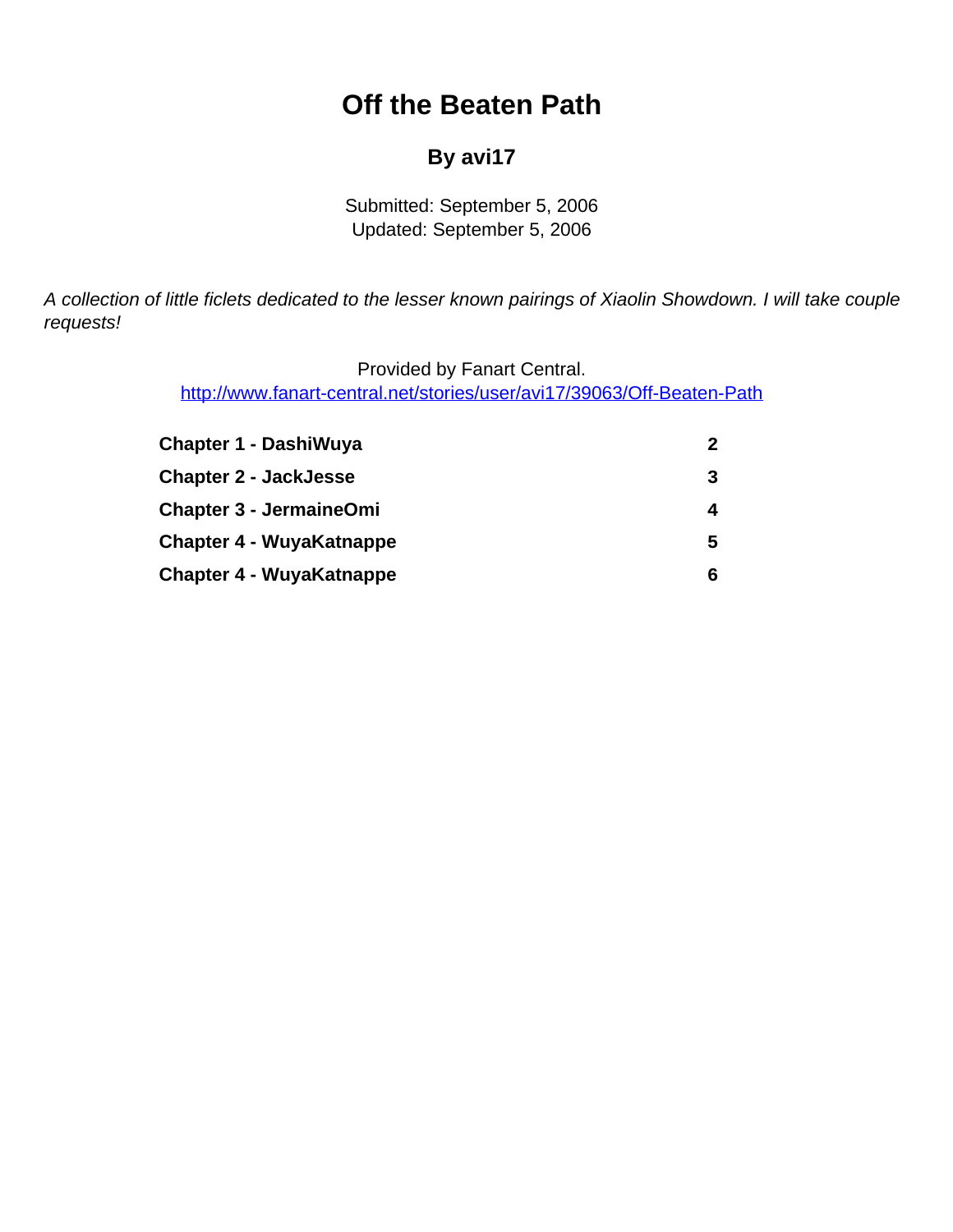# Off the Beaten Path

## By avi17

Submitted: September 5, 2006
Updated: September 5, 2006

*A collection of little ficlets dedicated to the lesser known pairings of Xiaolin Showdown. I will take couple requests!*

Provided by Fanart Central.
http://www.fanart-central.net/stories/user/avi17/39063/Off-Beaten-Path

| | |
|---|---|
| **Chapter 1 - DashiWuya** | **2** |
| **Chapter 2 - JackJesse** | **3** |
| **Chapter 3 - JermaineOmi** | **4** |
| **Chapter 4 - WuyaKatnappe** | **5** |
| **Chapter 4 - WuyaKatnappe** | **6** |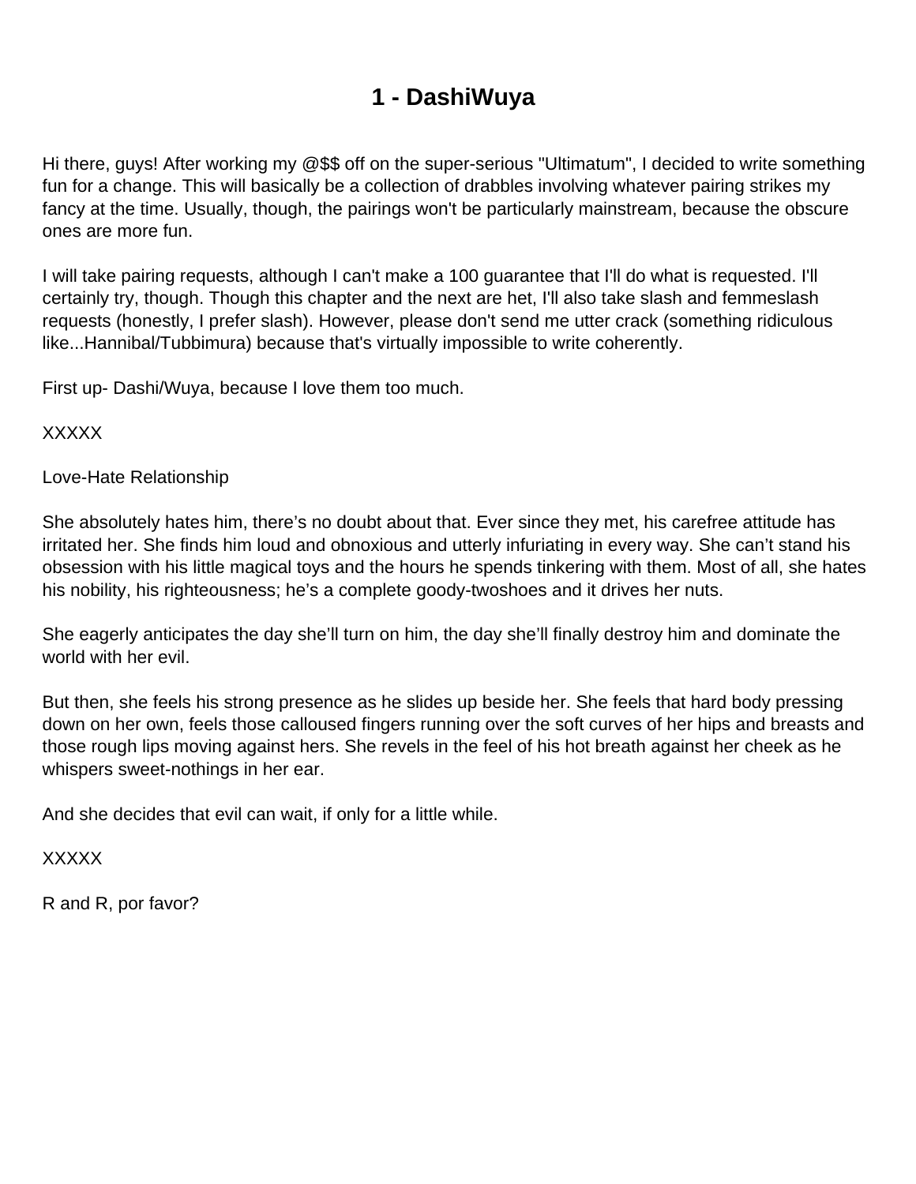# 1 - DashiWuya

Hi there, guys! After working my @$$ off on the super-serious "Ultimatum", I decided to write something fun for a change. This will basically be a collection of drabbles involving whatever pairing strikes my fancy at the time. Usually, though, the pairings won't be particularly mainstream, because the obscure ones are more fun.

I will take pairing requests, although I can't make a 100 guarantee that I'll do what is requested. I'll certainly try, though. Though this chapter and the next are het, I'll also take slash and femmeslash requests (honestly, I prefer slash). However, please don't send me utter crack (something ridiculous like...Hannibal/Tubbimura) because that's virtually impossible to write coherently.

First up- Dashi/Wuya, because I love them too much.

XXXXX

Love-Hate Relationship

She absolutely hates him, there's no doubt about that. Ever since they met, his carefree attitude has irritated her. She finds him loud and obnoxious and utterly infuriating in every way. She can't stand his obsession with his little magical toys and the hours he spends tinkering with them. Most of all, she hates his nobility, his righteousness; he's a complete goody-twoshoes and it drives her nuts.

She eagerly anticipates the day she'll turn on him, the day she'll finally destroy him and dominate the world with her evil.

But then, she feels his strong presence as he slides up beside her. She feels that hard body pressing down on her own, feels those calloused fingers running over the soft curves of her hips and breasts and those rough lips moving against hers. She revels in the feel of his hot breath against her cheek as he whispers sweet-nothings in her ear.

And she decides that evil can wait, if only for a little while.

XXXXX

R and R, por favor?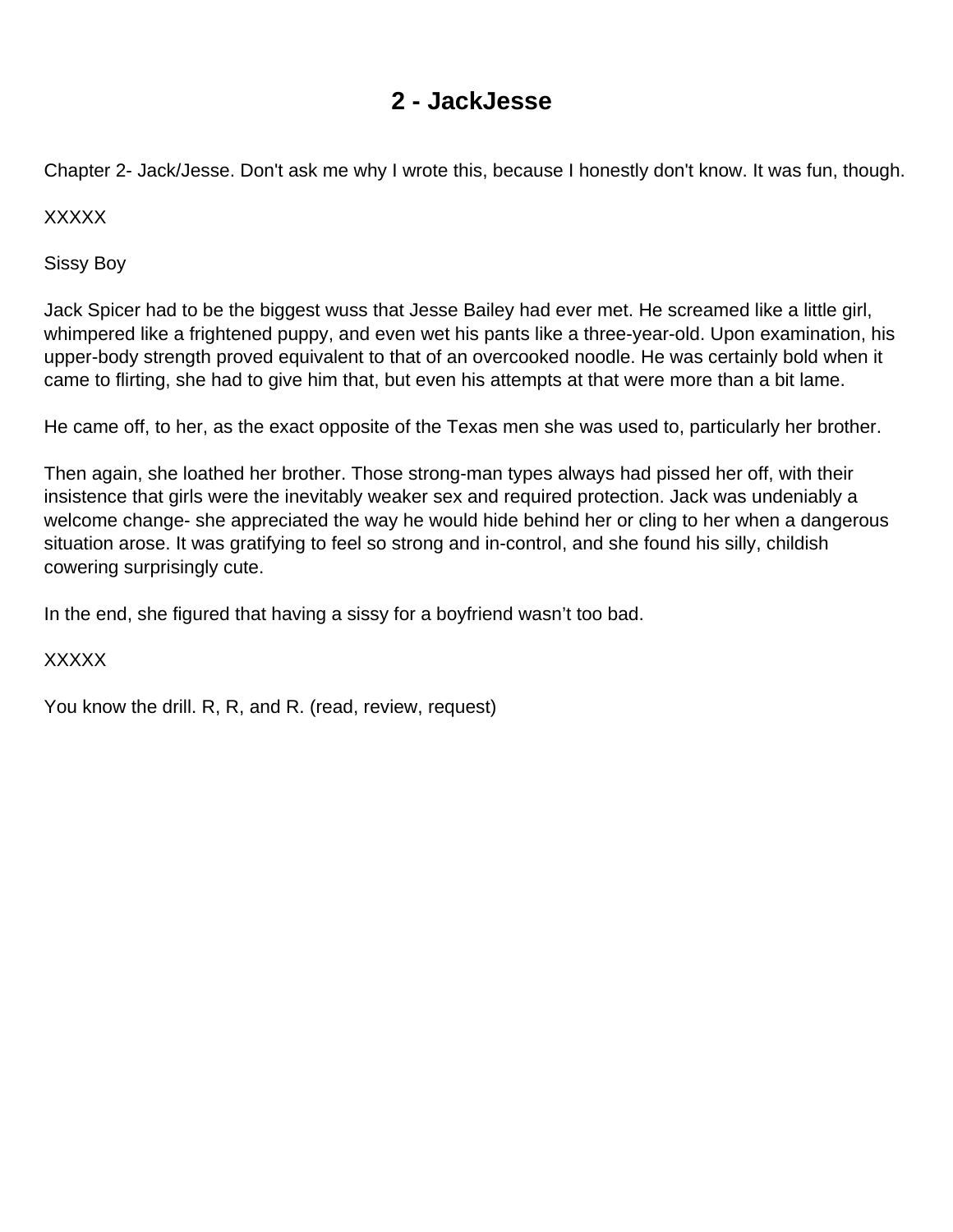# 2 - JackJesse

Chapter 2- Jack/Jesse. Don't ask me why I wrote this, because I honestly don't know. It was fun, though.

XXXXX

Sissy Boy

Jack Spicer had to be the biggest wuss that Jesse Bailey had ever met. He screamed like a little girl, whimpered like a frightened puppy, and even wet his pants like a three-year-old. Upon examination, his upper-body strength proved equivalent to that of an overcooked noodle. He was certainly bold when it came to flirting, she had to give him that, but even his attempts at that were more than a bit lame.

He came off, to her, as the exact opposite of the Texas men she was used to, particularly her brother.

Then again, she loathed her brother. Those strong-man types always had pissed her off, with their insistence that girls were the inevitably weaker sex and required protection. Jack was undeniably a welcome change- she appreciated the way he would hide behind her or cling to her when a dangerous situation arose. It was gratifying to feel so strong and in-control, and she found his silly, childish cowering surprisingly cute.

In the end, she figured that having a sissy for a boyfriend wasn't too bad.

XXXXX

You know the drill. R, R, and R. (read, review, request)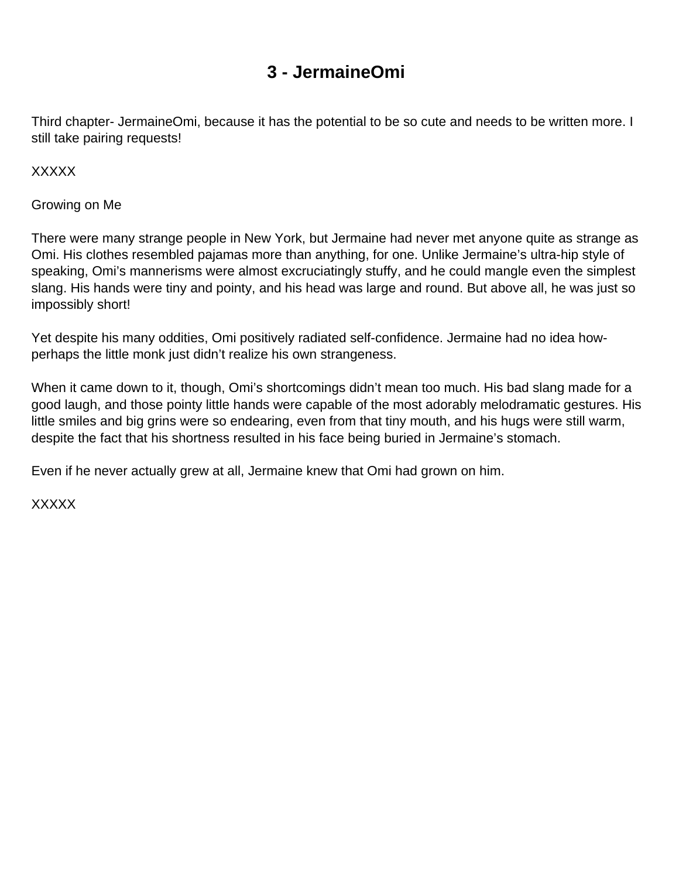# 3 - JermaineOmi

Third chapter- JermaineOmi, because it has the potential to be so cute and needs to be written more. I still take pairing requests!

XXXXX

Growing on Me

There were many strange people in New York, but Jermaine had never met anyone quite as strange as Omi. His clothes resembled pajamas more than anything, for one. Unlike Jermaine's ultra-hip style of speaking, Omi's mannerisms were almost excruciatingly stuffy, and he could mangle even the simplest slang. His hands were tiny and pointy, and his head was large and round. But above all, he was just so impossibly short!

Yet despite his many oddities, Omi positively radiated self-confidence. Jermaine had no idea how- perhaps the little monk just didn't realize his own strangeness.

When it came down to it, though, Omi's shortcomings didn't mean too much. His bad slang made for a good laugh, and those pointy little hands were capable of the most adorably melodramatic gestures. His little smiles and big grins were so endearing, even from that tiny mouth, and his hugs were still warm, despite the fact that his shortness resulted in his face being buried in Jermaine's stomach.

Even if he never actually grew at all, Jermaine knew that Omi had grown on him.

XXXXX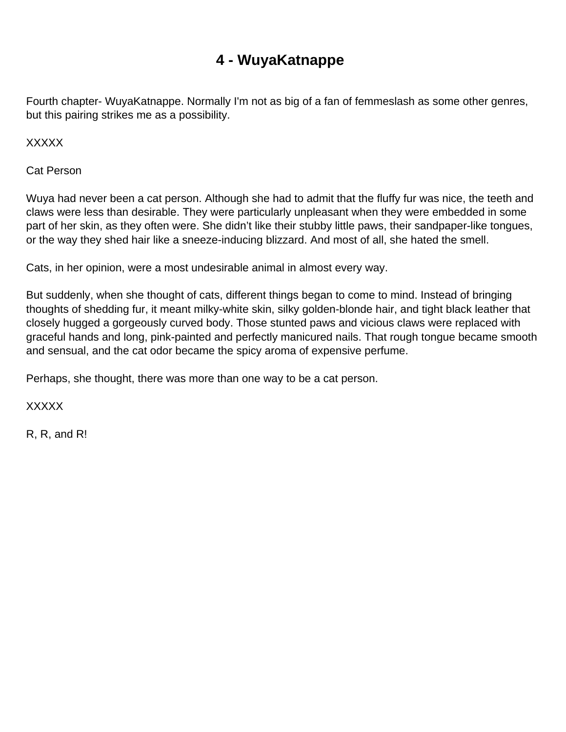# 4 - WuyaKatnappe

Fourth chapter- WuyaKatnappe. Normally I'm not as big of a fan of femmeslash as some other genres, but this pairing strikes me as a possibility.

XXXXX

Cat Person

Wuya had never been a cat person. Although she had to admit that the fluffy fur was nice, the teeth and claws were less than desirable. They were particularly unpleasant when they were embedded in some part of her skin, as they often were. She didn’t like their stubby little paws, their sandpaper-like tongues, or the way they shed hair like a sneeze-inducing blizzard. And most of all, she hated the smell.

Cats, in her opinion, were a most undesirable animal in almost every way.

But suddenly, when she thought of cats, different things began to come to mind. Instead of bringing thoughts of shedding fur, it meant milky-white skin, silky golden-blonde hair, and tight black leather that closely hugged a gorgeously curved body. Those stunted paws and vicious claws were replaced with graceful hands and long, pink-painted and perfectly manicured nails. That rough tongue became smooth and sensual, and the cat odor became the spicy aroma of expensive perfume.

Perhaps, she thought, there was more than one way to be a cat person.

XXXXX

R, R, and R!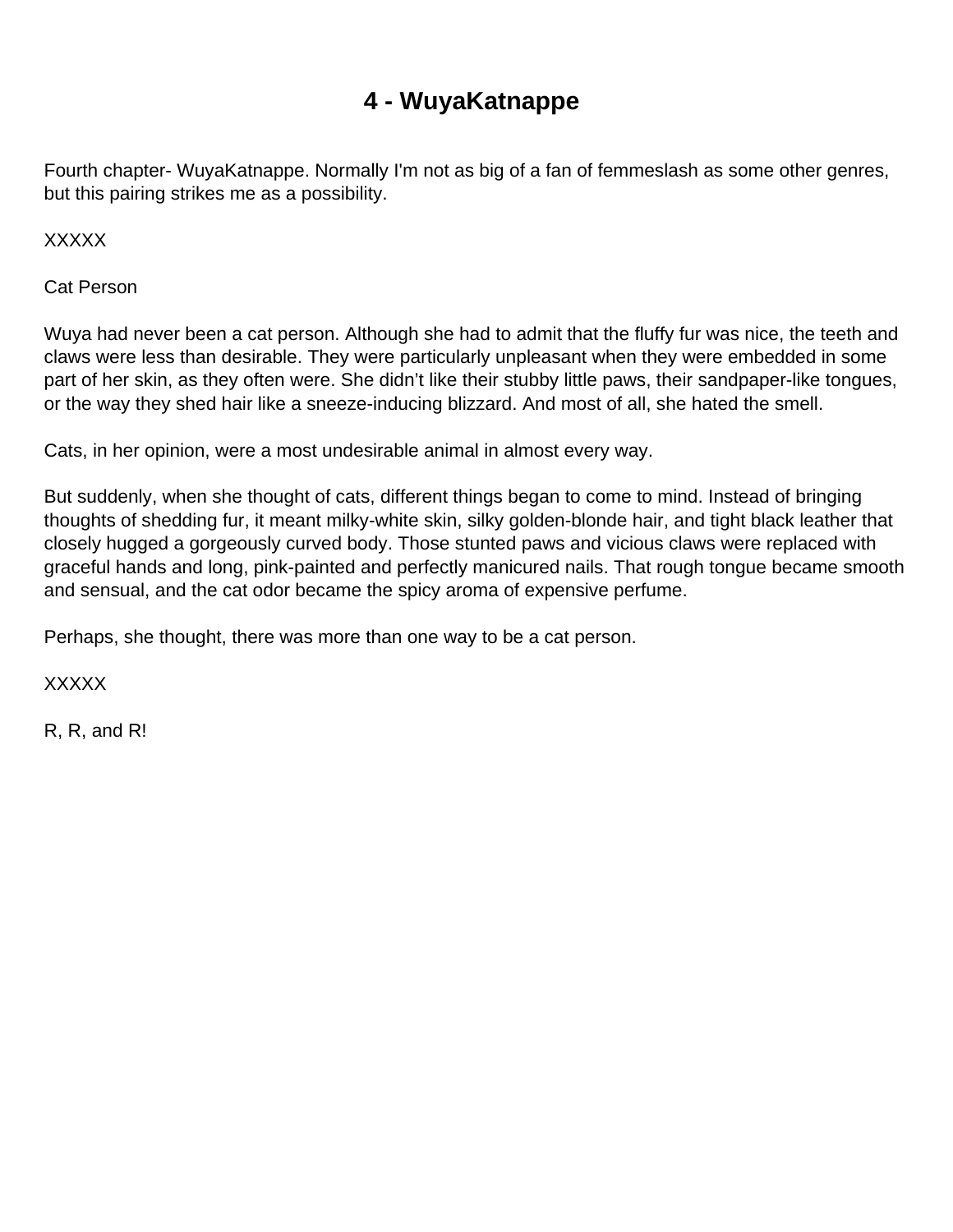# 4 - WuyaKatnappe

Fourth chapter- WuyaKatnappe. Normally I'm not as big of a fan of femmeslash as some other genres, but this pairing strikes me as a possibility.

XXXXX

Cat Person

Wuya had never been a cat person. Although she had to admit that the fluffy fur was nice, the teeth and claws were less than desirable. They were particularly unpleasant when they were embedded in some part of her skin, as they often were. She didn’t like their stubby little paws, their sandpaper-like tongues, or the way they shed hair like a sneeze-inducing blizzard. And most of all, she hated the smell.

Cats, in her opinion, were a most undesirable animal in almost every way.

But suddenly, when she thought of cats, different things began to come to mind. Instead of bringing thoughts of shedding fur, it meant milky-white skin, silky golden-blonde hair, and tight black leather that closely hugged a gorgeously curved body. Those stunted paws and vicious claws were replaced with graceful hands and long, pink-painted and perfectly manicured nails. That rough tongue became smooth and sensual, and the cat odor became the spicy aroma of expensive perfume.

Perhaps, she thought, there was more than one way to be a cat person.

XXXXX

R, R, and R!